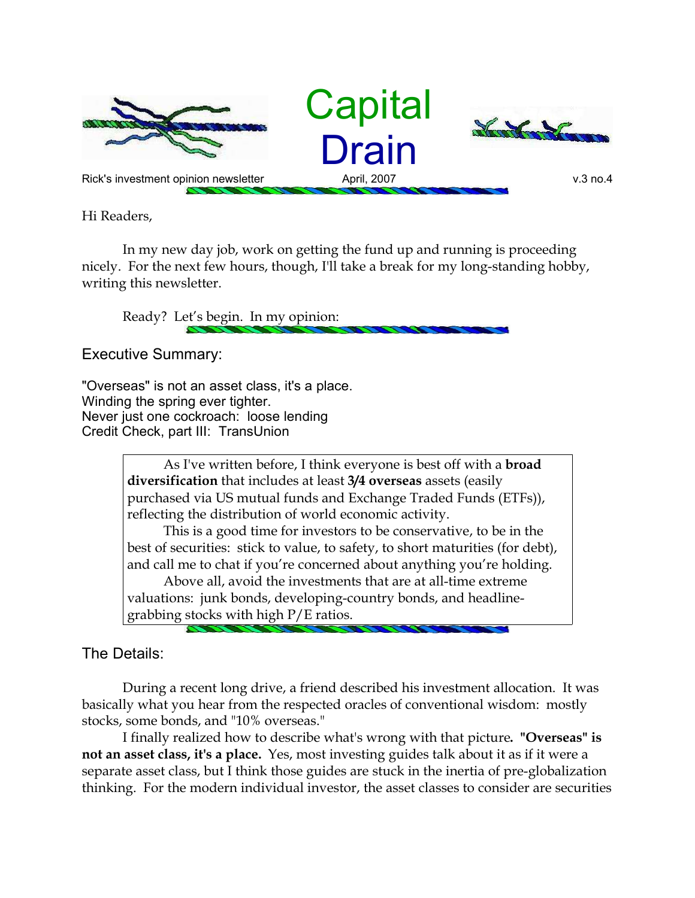# Capital Drain

Rick's investment opinion newsletter — April, 2007 — v.3 no.4

Hi Readers,

In my new day job, work on getting the fund up and running is proceeding nicely. For the next few hours, though, I'll take a break for my long-standing hobby, writing this newsletter.

Ready? Let's begin. In my opinion:

## Executive Summary:

"Overseas" is not an asset class, it's a place.
Winding the spring ever tighter.
Never just one cockroach: loose lending
Credit Check, part III: TransUnion

> As I've written before, I think everyone is best off with a **broad diversification** that includes at least **3/4 overseas** assets (easily purchased via US mutual funds and Exchange Traded Funds (ETFs)), reflecting the distribution of world economic activity.
>
> This is a good time for investors to be conservative, to be in the best of securities: stick to value, to safety, to short maturities (for debt), and call me to chat if you're concerned about anything you're holding.
>
> Above all, avoid the investments that are at all-time extreme valuations: junk bonds, developing-country bonds, and headline-grabbing stocks with high P/E ratios.

## The Details:

During a recent long drive, a friend described his investment allocation. It was basically what you hear from the respected oracles of conventional wisdom: mostly stocks, some bonds, and "10% overseas."

I finally realized how to describe what's wrong with that picture**. "Overseas" is not an asset class, it's a place.** Yes, most investing guides talk about it as if it were a separate asset class, but I think those guides are stuck in the inertia of pre-globalization thinking. For the modern individual investor, the asset classes to consider are securities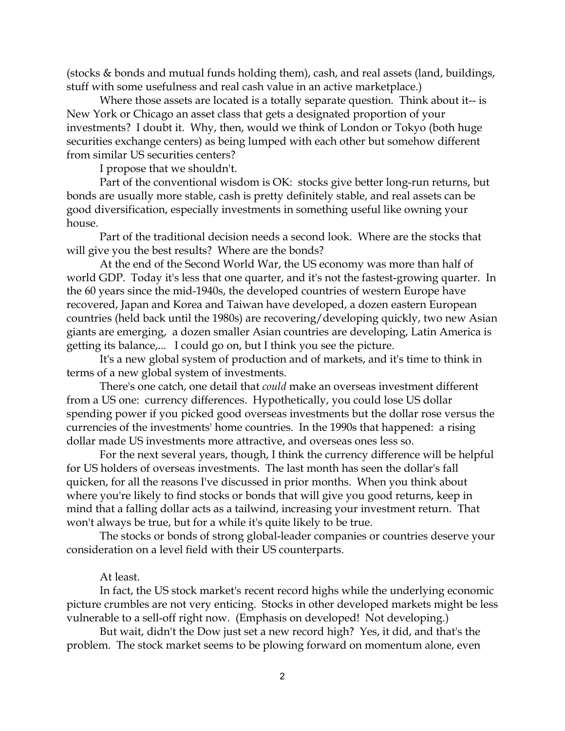(stocks & bonds and mutual funds holding them), cash, and real assets (land, buildings, stuff with some usefulness and real cash value in an active marketplace.)

Where those assets are located is a totally separate question. Think about it-- is New York or Chicago an asset class that gets a designated proportion of your investments? I doubt it. Why, then, would we think of London or Tokyo (both huge securities exchange centers) as being lumped with each other but somehow different from similar US securities centers?

I propose that we shouldn't.

Part of the conventional wisdom is OK: stocks give better long-run returns, but bonds are usually more stable, cash is pretty definitely stable, and real assets can be good diversification, especially investments in something useful like owning your house.

Part of the traditional decision needs a second look. Where are the stocks that will give you the best results? Where are the bonds?

At the end of the Second World War, the US economy was more than half of world GDP. Today it's less that one quarter, and it's not the fastest-growing quarter. In the 60 years since the mid-1940s, the developed countries of western Europe have recovered, Japan and Korea and Taiwan have developed, a dozen eastern European countries (held back until the 1980s) are recovering/developing quickly, two new Asian giants are emerging, a dozen smaller Asian countries are developing, Latin America is getting its balance,... I could go on, but I think you see the picture.

It's a new global system of production and of markets, and it's time to think in terms of a new global system of investments.

There's one catch, one detail that *could* make an overseas investment different from a US one: currency differences. Hypothetically, you could lose US dollar spending power if you picked good overseas investments but the dollar rose versus the currencies of the investments' home countries. In the 1990s that happened: a rising dollar made US investments more attractive, and overseas ones less so.

For the next several years, though, I think the currency difference will be helpful for US holders of overseas investments. The last month has seen the dollar's fall quicken, for all the reasons I've discussed in prior months. When you think about where you're likely to find stocks or bonds that will give you good returns, keep in mind that a falling dollar acts as a tailwind, increasing your investment return. That won't always be true, but for a while it's quite likely to be true.

The stocks or bonds of strong global-leader companies or countries deserve your consideration on a level field with their US counterparts.

At least.

In fact, the US stock market's recent record highs while the underlying economic picture crumbles are not very enticing. Stocks in other developed markets might be less vulnerable to a sell-off right now. (Emphasis on developed! Not developing.)

But wait, didn't the Dow just set a new record high? Yes, it did, and that's the problem. The stock market seems to be plowing forward on momentum alone, even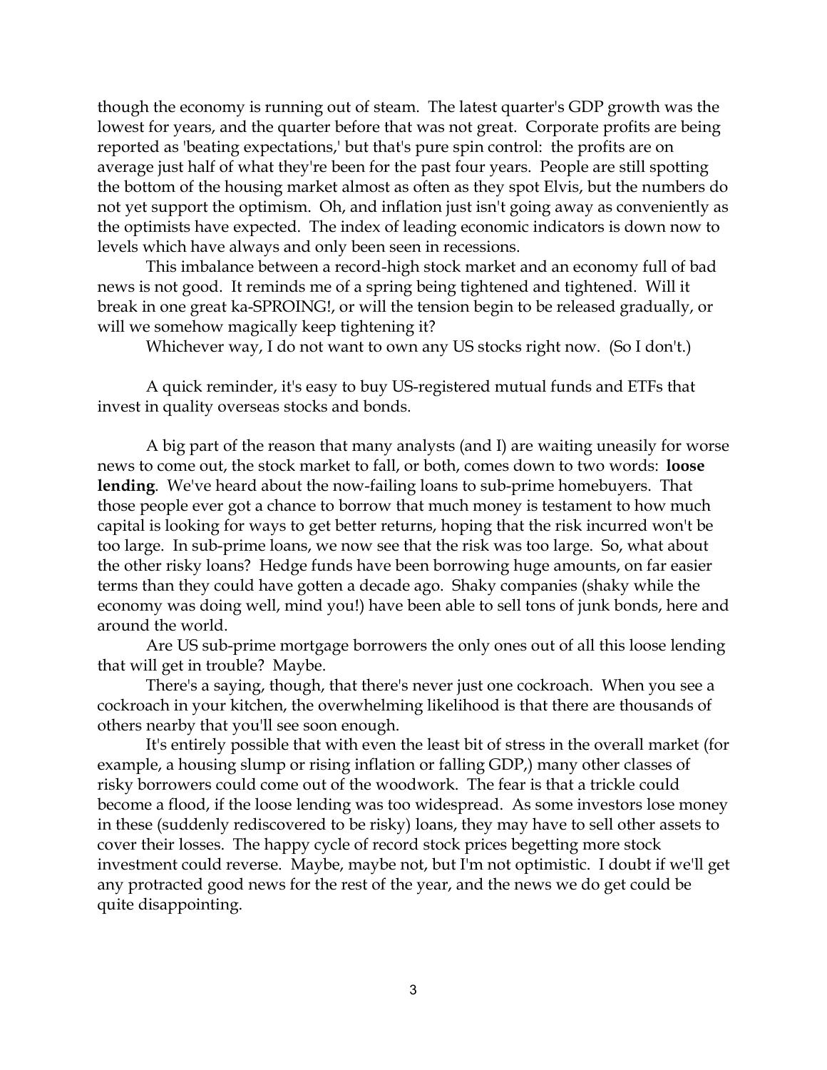though the economy is running out of steam. The latest quarter's GDP growth was the lowest for years, and the quarter before that was not great. Corporate profits are being reported as 'beating expectations,' but that's pure spin control: the profits are on average just half of what they're been for the past four years. People are still spotting the bottom of the housing market almost as often as they spot Elvis, but the numbers do not yet support the optimism. Oh, and inflation just isn't going away as conveniently as the optimists have expected. The index of leading economic indicators is down now to levels which have always and only been seen in recessions.

This imbalance between a record-high stock market and an economy full of bad news is not good. It reminds me of a spring being tightened and tightened. Will it break in one great ka-SPROING!, or will the tension begin to be released gradually, or will we somehow magically keep tightening it?

Whichever way, I do not want to own any US stocks right now. (So I don't.)

A quick reminder, it's easy to buy US-registered mutual funds and ETFs that invest in quality overseas stocks and bonds.

A big part of the reason that many analysts (and I) are waiting uneasily for worse news to come out, the stock market to fall, or both, comes down to two words: **loose lending**. We've heard about the now-failing loans to sub-prime homebuyers. That those people ever got a chance to borrow that much money is testament to how much capital is looking for ways to get better returns, hoping that the risk incurred won't be too large. In sub-prime loans, we now see that the risk was too large. So, what about the other risky loans? Hedge funds have been borrowing huge amounts, on far easier terms than they could have gotten a decade ago. Shaky companies (shaky while the economy was doing well, mind you!) have been able to sell tons of junk bonds, here and around the world.

Are US sub-prime mortgage borrowers the only ones out of all this loose lending that will get in trouble? Maybe.

There's a saying, though, that there's never just one cockroach. When you see a cockroach in your kitchen, the overwhelming likelihood is that there are thousands of others nearby that you'll see soon enough.

It's entirely possible that with even the least bit of stress in the overall market (for example, a housing slump or rising inflation or falling GDP,) many other classes of risky borrowers could come out of the woodwork. The fear is that a trickle could become a flood, if the loose lending was too widespread. As some investors lose money in these (suddenly rediscovered to be risky) loans, they may have to sell other assets to cover their losses. The happy cycle of record stock prices begetting more stock investment could reverse. Maybe, maybe not, but I'm not optimistic. I doubt if we'll get any protracted good news for the rest of the year, and the news we do get could be quite disappointing.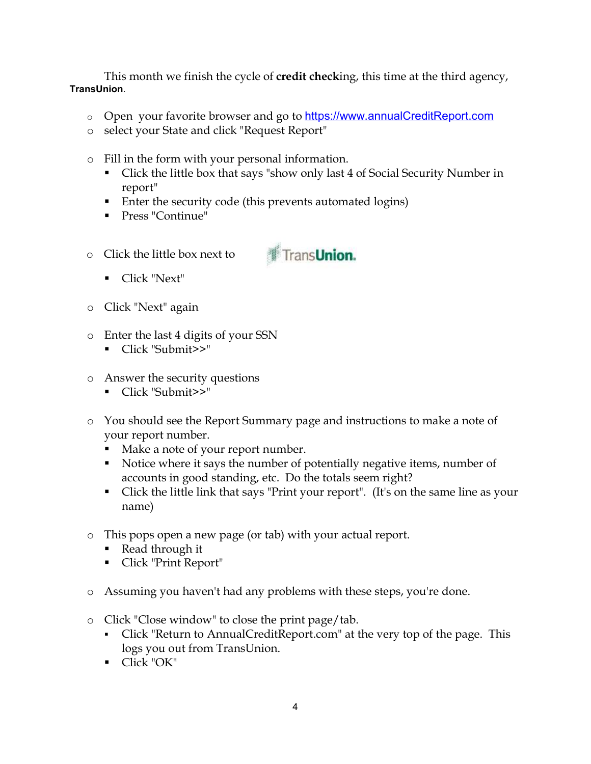This month we finish the cycle of **credit check**ing, this time at the third agency, **TransUnion**.

- Open your favorite browser and go to [https://www.annualCreditReport.com](https://www.annualCreditReport.com)
- select your State and click "Request Report"

- Fill in the form with your personal information.
  - Click the little box that says "show only last 4 of Social Security Number in report"
  - Enter the security code (this prevents automated logins)
  - Press "Continue"

- Click the little box next to TransUnion.
  - Click "Next"

- Click "Next" again

- Enter the last 4 digits of your SSN
  - Click "Submit>>"

- Answer the security questions
  - Click "Submit>>"

- You should see the Report Summary page and instructions to make a note of your report number.
  - Make a note of your report number.
  - Notice where it says the number of potentially negative items, number of accounts in good standing, etc. Do the totals seem right?
  - Click the little link that says "Print your report". (It's on the same line as your name)

- This pops open a new page (or tab) with your actual report.
  - Read through it
  - Click "Print Report"

- Assuming you haven't had any problems with these steps, you're done.

- Click "Close window" to close the print page/tab.
  - Click "Return to AnnualCreditReport.com" at the very top of the page. This logs you out from TransUnion.
  - Click "OK"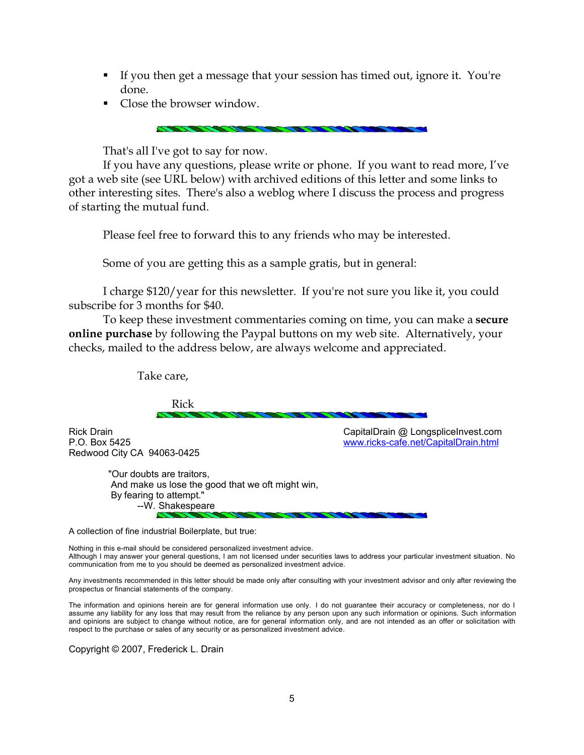- If you then get a message that your session has timed out, ignore it. You're done.
- Close the browser window.

That's all I've got to say for now.

If you have any questions, please write or phone. If you want to read more, I've got a web site (see URL below) with archived editions of this letter and some links to other interesting sites. There's also a weblog where I discuss the process and progress of starting the mutual fund.

Please feel free to forward this to any friends who may be interested.

Some of you are getting this as a sample gratis, but in general:

I charge $120/year for this newsletter. If you're not sure you like it, you could subscribe for 3 months for $40.

To keep these investment commentaries coming on time, you can make a **secure online purchase** by following the Paypal buttons on my web site. Alternatively, your checks, mailed to the address below, are always welcome and appreciated.

Take care,

Rick

Rick Drain
P.O. Box 5425
Redwood City CA 94063-0425

CapitalDrain @ LongspliceInvest.com
www.ricks-cafe.net/CapitalDrain.html

"Our doubts are traitors,
And make us lose the good that we oft might win,
By fearing to attempt."
--W. Shakespeare

A collection of fine industrial Boilerplate, but true:

Nothing in this e-mail should be considered personalized investment advice.
Although I may answer your general questions, I am not licensed under securities laws to address your particular investment situation. No communication from me to you should be deemed as personalized investment advice.

Any investments recommended in this letter should be made only after consulting with your investment advisor and only after reviewing the prospectus or financial statements of the company.

The information and opinions herein are for general information use only. I do not guarantee their accuracy or completeness, nor do I assume any liability for any loss that may result from the reliance by any person upon any such information or opinions. Such information and opinions are subject to change without notice, are for general information only, and are not intended as an offer or solicitation with respect to the purchase or sales of any security or as personalized investment advice.

Copyright © 2007, Frederick L. Drain